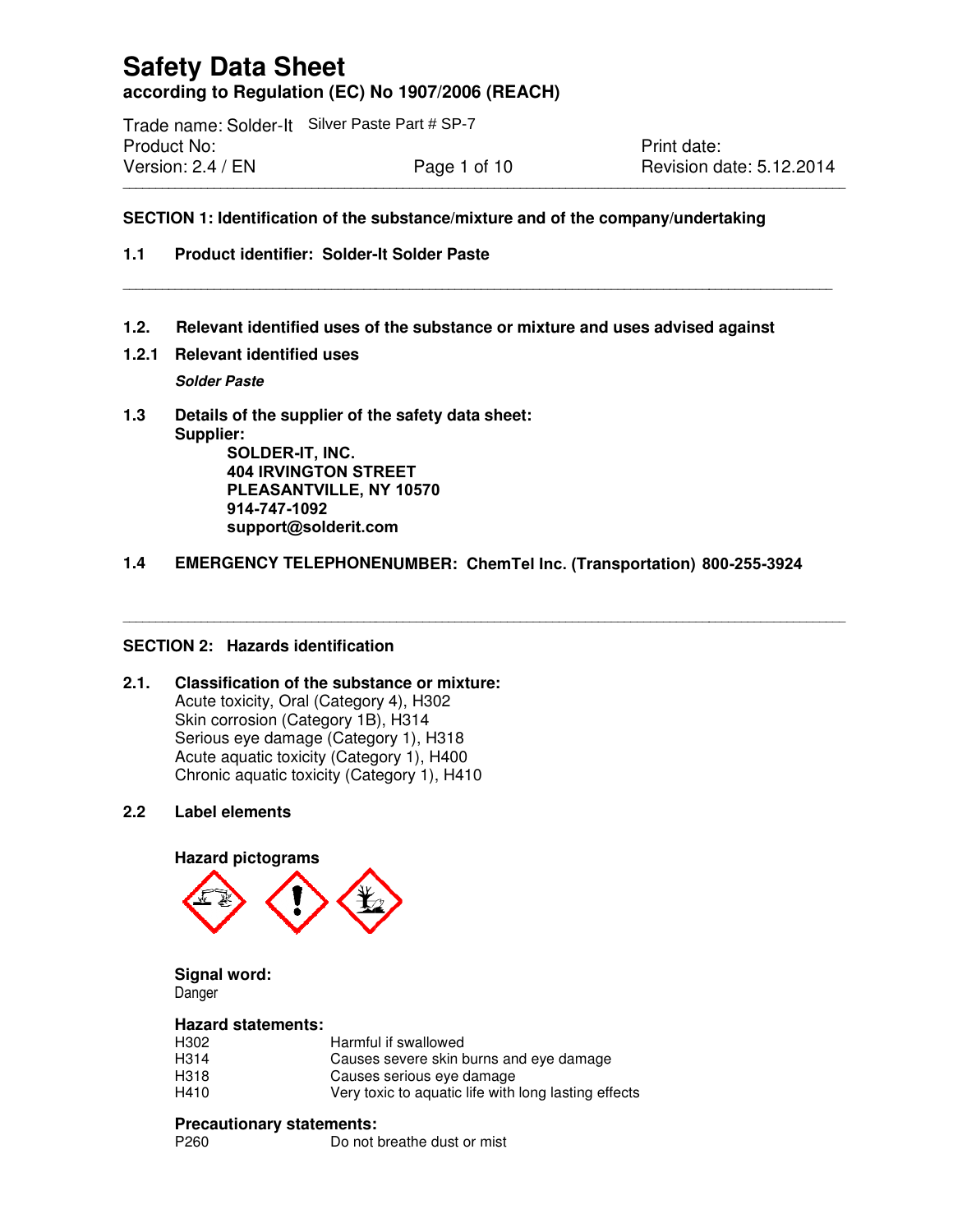# Safety Data Sheet

**according to Regulation (EC) No 1907/2006 (REACH)**

Trade name: Solder-It Silver Paste Part # SP-7
Product No:
Version: 2.4 / EN
Print date:
Revision date: 5.12.2014

---

## SECTION 1: Identification of the substance/mixture and of the company/undertaking

**1.1 Product identifier: Solder-It Solder Paste**

---

**1.2. Relevant identified uses of the substance or mixture and uses advised against**

**1.2.1 Relevant identified uses**

***Solder Paste***

**1.3 Details of the supplier of the safety data sheet:**
**Supplier:**
**SOLDER-IT, INC.**
**404 IRVINGTON STREET**
**PLEASANTVILLE, NY 10570**
**914-747-1092**
**support@solderit.com**

**1.4 EMERGENCY TELEPHONENUMBER: ChemTel Inc. (Transportation) 800-255-3924**

---

## SECTION 2: Hazards identification

**2.1. Classification of the substance or mixture:**
Acute toxicity, Oral (Category 4), H302
Skin corrosion (Category 1B), H314
Serious eye damage (Category 1), H318
Acute aquatic toxicity (Category 1), H400
Chronic aquatic toxicity (Category 1), H410

**2.2 Label elements**

**Hazard pictograms**

**Signal word:**
Danger

**Hazard statements:**

| | |
|---|---|
| H302 | Harmful if swallowed |
| H314 | Causes severe skin burns and eye damage |
| H318 | Causes serious eye damage |
| H410 | Very toxic to aquatic life with long lasting effects |

**Precautionary statements:**

| | |
|---|---|
| P260 | Do not breathe dust or mist |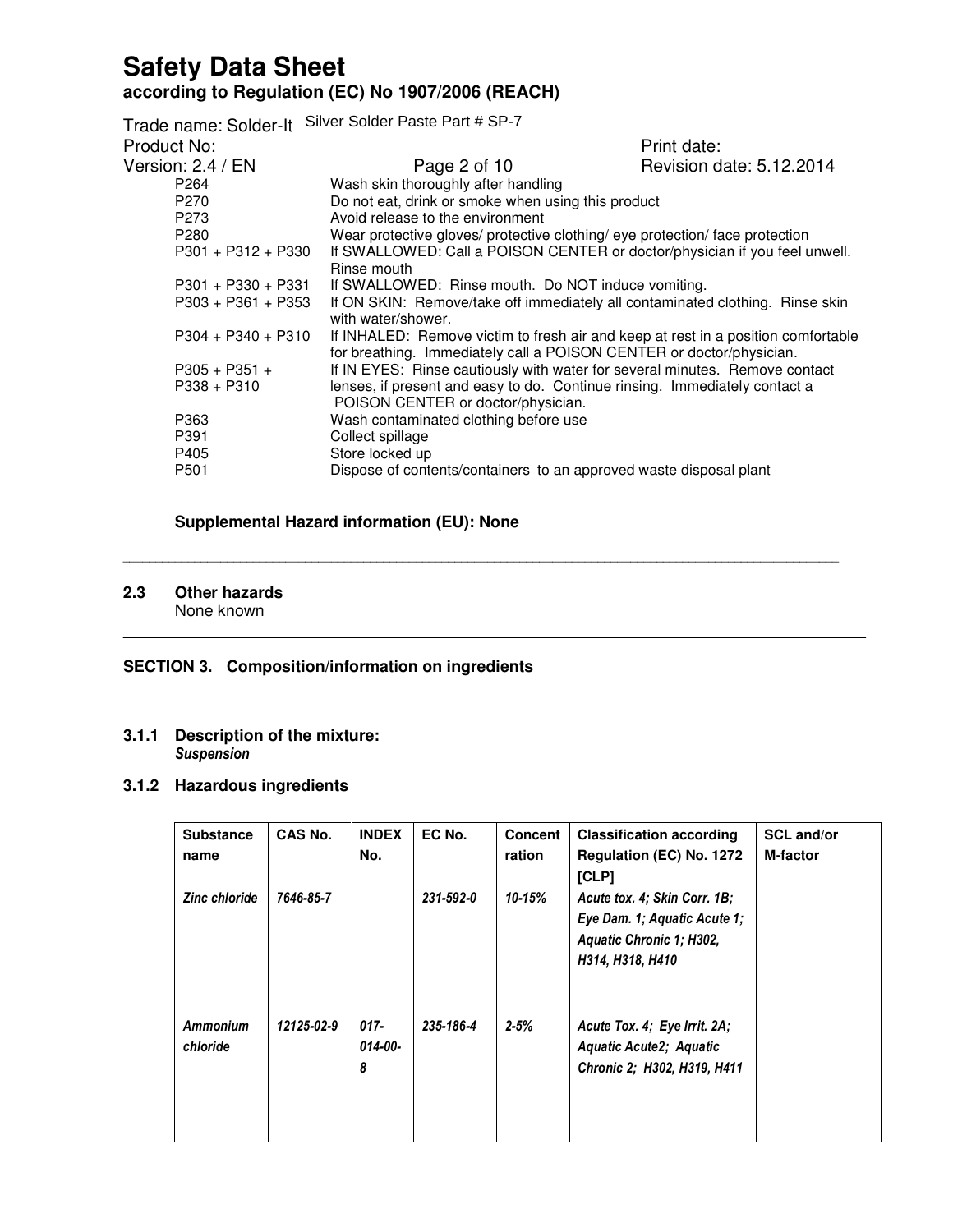| | |
|---|---|
| P264 | Wash skin thoroughly after handling |
| P270 | Do not eat, drink or smoke when using this product |
| P273 | Avoid release to the environment |
| P280 | Wear protective gloves/ protective clothing/ eye protection/ face protection |
| P301 + P312 + P330 | If SWALLOWED: Call a POISON CENTER or doctor/physician if you feel unwell. Rinse mouth |
| P301 + P330 + P331 | If SWALLOWED: Rinse mouth. Do NOT induce vomiting. |
| P303 + P361 + P353 | If ON SKIN: Remove/take off immediately all contaminated clothing. Rinse skin with water/shower. |
| P304 + P340 + P310 | If INHALED: Remove victim to fresh air and keep at rest in a position comfortable for breathing. Immediately call a POISON CENTER or doctor/physician. |
| P305 + P351 + P338 + P310 | If IN EYES: Rinse cautiously with water for several minutes. Remove contact lenses, if present and easy to do. Continue rinsing. Immediately contact a POISON CENTER or doctor/physician. |
| P363 | Wash contaminated clothing before use |
| P391 | Collect spillage |
| P405 | Store locked up |
| P501 | Dispose of contents/containers to an approved waste disposal plant |

**Supplemental Hazard information (EU): None**

## 2.3 Other hazards

None known

## SECTION 3. Composition/information on ingredients

### 3.1.1 Description of the mixture:

***Suspension***

### 3.1.2 Hazardous ingredients

| Substance name | CAS No. | INDEX No. | EC No. | Concentration | Classification according Regulation (EC) No. 1272 [CLP] | SCL and/or M-factor |
|---|---|---|---|---|---|---|
| *Zinc chloride* | *7646-85-7* | | *231-592-0* | *10-15%* | *Acute tox. 4; Skin Corr. 1B; Eye Dam. 1; Aquatic Acute 1; Aquatic Chronic 1; H302, H314, H318, H410* | |
| *Ammonium chloride* | *12125-02-9* | *017-014-00-8* | *235-186-4* | *2-5%* | *Acute Tox. 4; Eye Irrit. 2A; Aquatic Acute2; Aquatic Chronic 2; H302, H319, H411* | |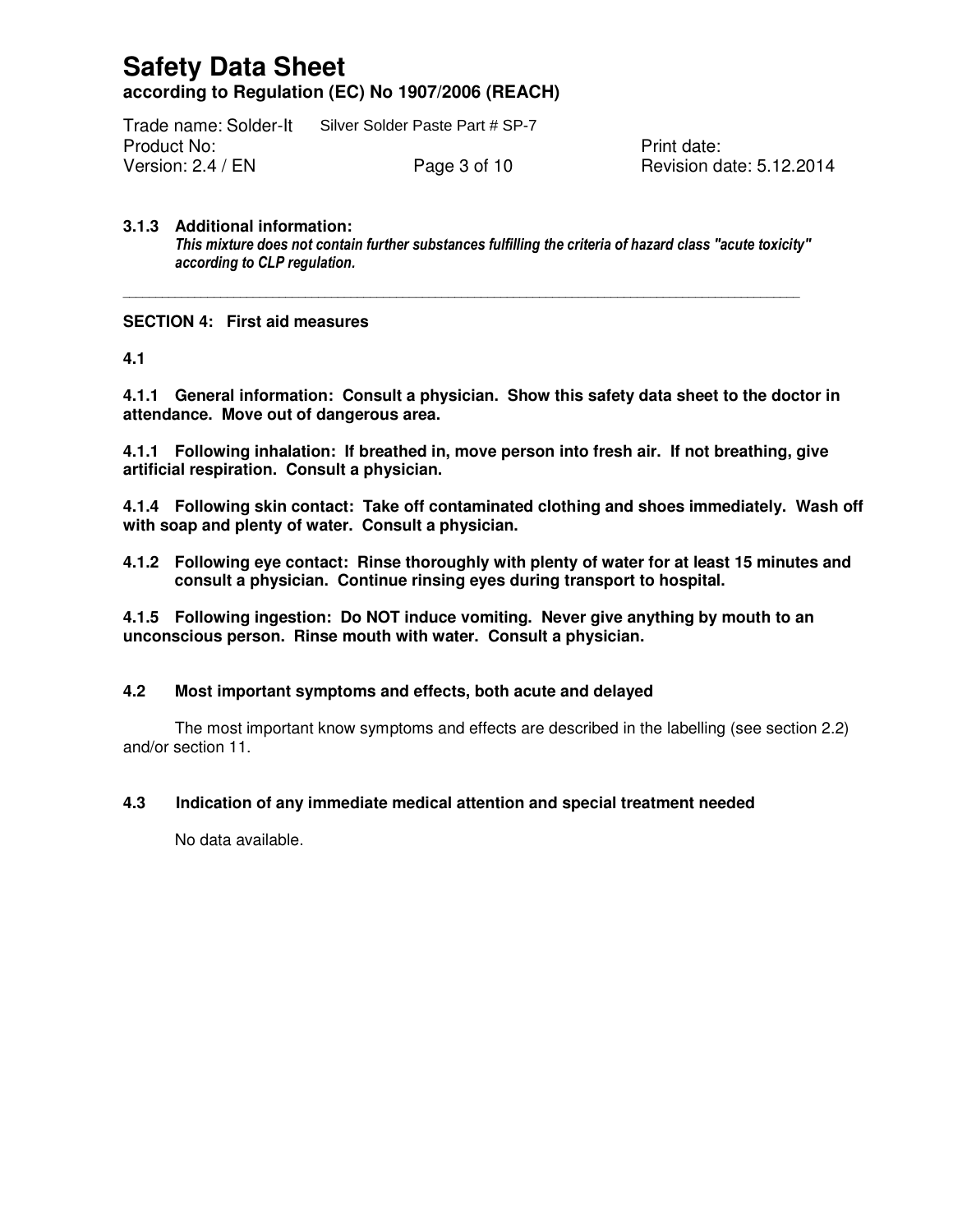**3.1.3 Additional information:**

*This mixture does not contain further substances fulfilling the criteria of hazard class "acute toxicity" according to CLP regulation.*

---

## SECTION 4: First aid measures

**4.1**

**4.1.1 General information: Consult a physician. Show this safety data sheet to the doctor in attendance. Move out of dangerous area.**

**4.1.1 Following inhalation: If breathed in, move person into fresh air. If not breathing, give artificial respiration. Consult a physician.**

**4.1.4 Following skin contact: Take off contaminated clothing and shoes immediately. Wash off with soap and plenty of water. Consult a physician.**

**4.1.2 Following eye contact: Rinse thoroughly with plenty of water for at least 15 minutes and consult a physician. Continue rinsing eyes during transport to hospital.**

**4.1.5 Following ingestion: Do NOT induce vomiting. Never give anything by mouth to an unconscious person. Rinse mouth with water. Consult a physician.**

### 4.2 Most important symptoms and effects, both acute and delayed

The most important know symptoms and effects are described in the labelling (see section 2.2) and/or section 11.

### 4.3 Indication of any immediate medical attention and special treatment needed

No data available.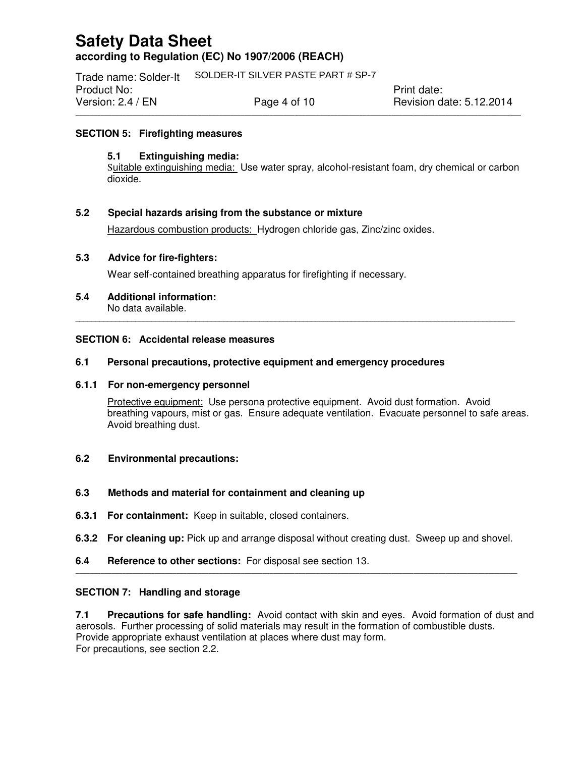## SECTION 5: Firefighting measures

### 5.1 Extinguishing media:

Suitable extinguishing media: Use water spray, alcohol-resistant foam, dry chemical or carbon dioxide.

### 5.2 Special hazards arising from the substance or mixture

Hazardous combustion products: Hydrogen chloride gas, Zinc/zinc oxides.

### 5.3 Advice for fire-fighters:

Wear self-contained breathing apparatus for firefighting if necessary.

### 5.4 Additional information:

No data available.

## SECTION 6: Accidental release measures

### 6.1 Personal precautions, protective equipment and emergency procedures

#### 6.1.1 For non-emergency personnel

Protective equipment: Use persona protective equipment. Avoid dust formation. Avoid breathing vapours, mist or gas. Ensure adequate ventilation. Evacuate personnel to safe areas. Avoid breathing dust.

### 6.2 Environmental precautions:

### 6.3 Methods and material for containment and cleaning up

**6.3.1 For containment:** Keep in suitable, closed containers.

**6.3.2 For cleaning up:** Pick up and arrange disposal without creating dust. Sweep up and shovel.

**6.4 Reference to other sections:** For disposal see section 13.

## SECTION 7: Handling and storage

**7.1 Precautions for safe handling:** Avoid contact with skin and eyes. Avoid formation of dust and aerosols. Further processing of solid materials may result in the formation of combustible dusts. Provide appropriate exhaust ventilation at places where dust may form.
For precautions, see section 2.2.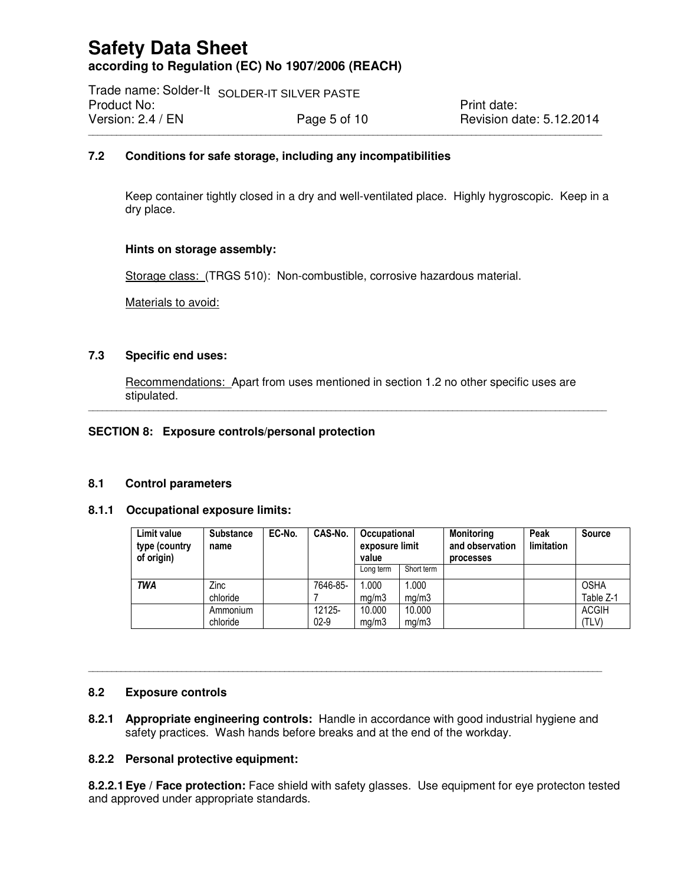### 7.2 Conditions for safe storage, including any incompatibilities

Keep container tightly closed in a dry and well-ventilated place. Highly hygroscopic. Keep in a dry place.

**Hints on storage assembly:**

Storage class: (TRGS 510): Non-combustible, corrosive hazardous material.

Materials to avoid:

### 7.3 Specific end uses:

Recommendations: Apart from uses mentioned in section 1.2 no other specific uses are stipulated.

## SECTION 8: Exposure controls/personal protection

### 8.1 Control parameters

#### 8.1.1 Occupational exposure limits:

| Limit value type (country of origin) | Substance name | EC-No. | CAS-No. | Occupational exposure limit value | | Monitoring and observation processes | Peak limitation | Source |
|---|---|---|---|---|---|---|---|---|
| | | | | Long term | Short term | | | |
| ***TWA*** | Zinc chloride | | 7646-85-7 | 1.000 mg/m3 | 1.000 mg/m3 | | | OSHA Table Z-1 |
| | Ammonium chloride | | 12125-02-9 | 10.000 mg/m3 | 10.000 mg/m3 | | | ACGIH (TLV) |

### 8.2 Exposure controls

**8.2.1 Appropriate engineering controls:** Handle in accordance with good industrial hygiene and safety practices. Wash hands before breaks and at the end of the workday.

**8.2.2 Personal protective equipment:**

**8.2.2.1 Eye / Face protection:** Face shield with safety glasses. Use equipment for eye protecton tested and approved under appropriate standards.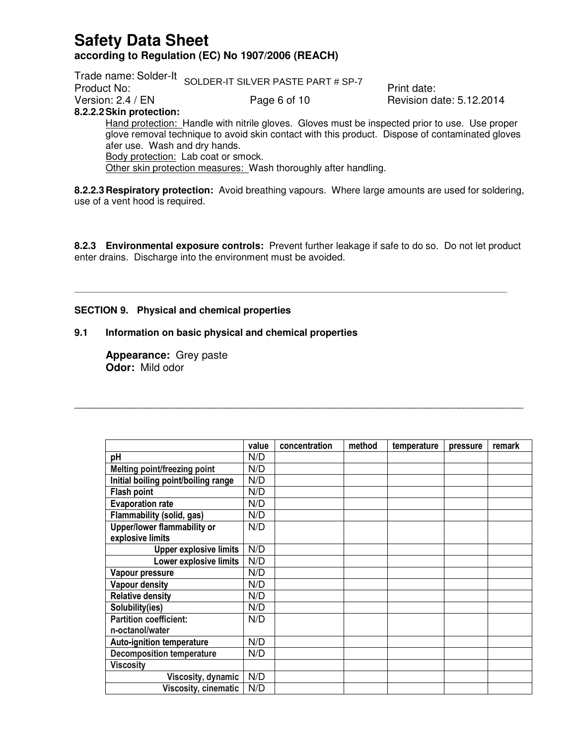**8.2.2.2 Skin protection:**

Hand protection: Handle with nitrile gloves. Gloves must be inspected prior to use. Use proper glove removal technique to avoid skin contact with this product. Dispose of contaminated gloves afer use. Wash and dry hands.

Body protection: Lab coat or smock.

Other skin protection measures: Wash thoroughly after handling.

**8.2.2.3 Respiratory protection:** Avoid breathing vapours. Where large amounts are used for soldering, use of a vent hood is required.

**8.2.3 Environmental exposure controls:** Prevent further leakage if safe to do so. Do not let product enter drains. Discharge into the environment must be avoided.

---

## SECTION 9. Physical and chemical properties

### 9.1 Information on basic physical and chemical properties

**Appearance:** Grey paste
**Odor:** Mild odor

---

| | value | concentration | method | temperature | pressure | remark |
|---|---|---|---|---|---|---|
| pH | N/D | | | | | |
| Melting point/freezing point | N/D | | | | | |
| Initial boiling point/boiling range | N/D | | | | | |
| Flash point | N/D | | | | | |
| Evaporation rate | N/D | | | | | |
| Flammability (solid, gas) | N/D | | | | | |
| Upper/lower flammability or explosive limits | N/D | | | | | |
| Upper explosive limits | N/D | | | | | |
| Lower explosive limits | N/D | | | | | |
| Vapour pressure | N/D | | | | | |
| Vapour density | N/D | | | | | |
| Relative density | N/D | | | | | |
| Solubility(ies) | N/D | | | | | |
| Partition coefficient: n-octanol/water | N/D | | | | | |
| Auto-ignition temperature | N/D | | | | | |
| Decomposition temperature | N/D | | | | | |
| Viscosity | | | | | | |
| Viscosity, dynamic | N/D | | | | | |
| Viscosity, cinematic | N/D | | | | | |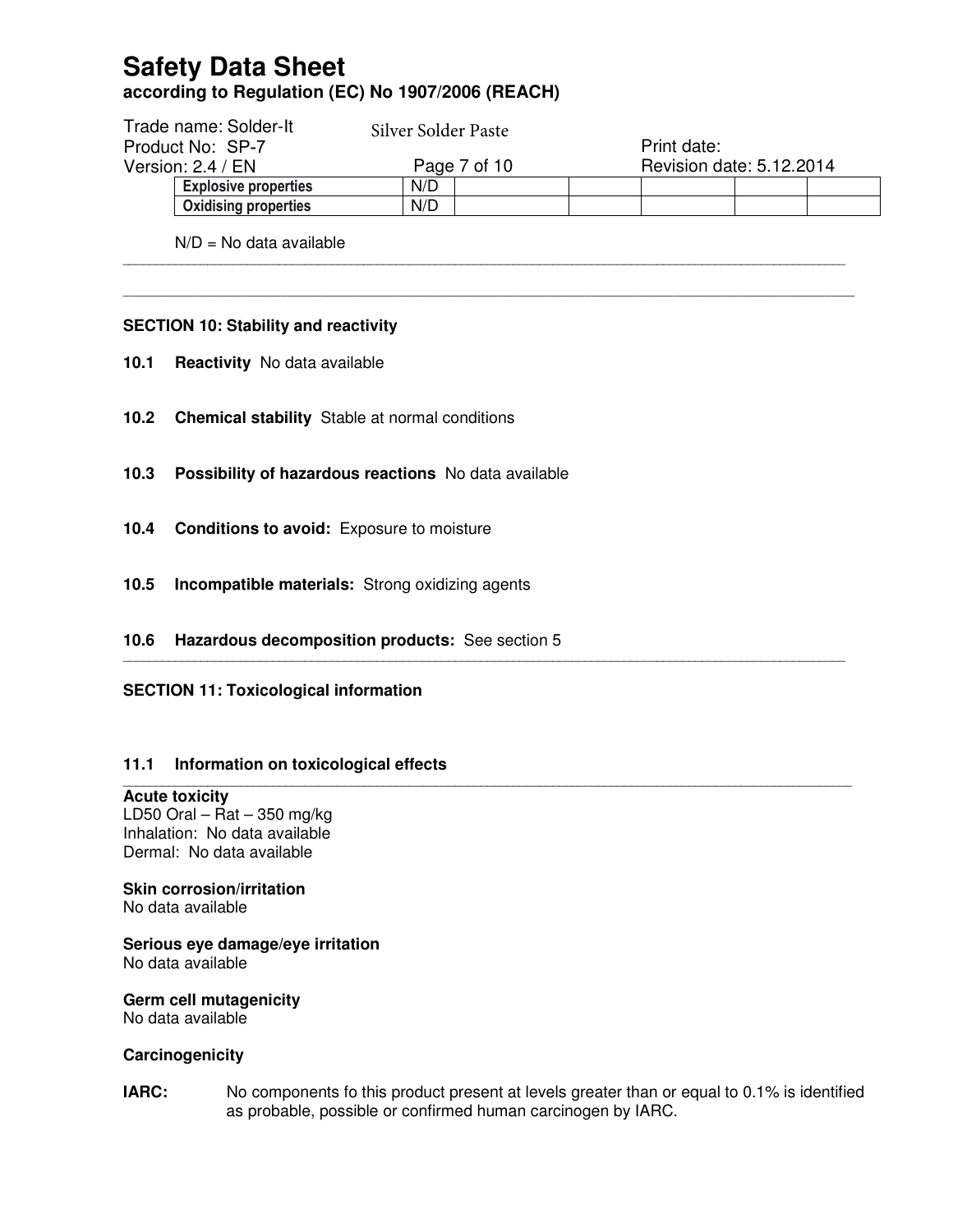| Explosive properties | N/D | | | | | |
|---|---|---|---|---|---|---|
| Oxidising properties | N/D | | | | | |

N/D = No data available

## SECTION 10: Stability and reactivity

**10.1 Reactivity** No data available

**10.2 Chemical stability** Stable at normal conditions

**10.3 Possibility of hazardous reactions** No data available

**10.4 Conditions to avoid:** Exposure to moisture

**10.5 Incompatible materials:** Strong oxidizing agents

**10.6 Hazardous decomposition products:** See section 5

## SECTION 11: Toxicological information

### 11.1 Information on toxicological effects

**Acute toxicity**
LD50 Oral – Rat – 350 mg/kg
Inhalation: No data available
Dermal: No data available

**Skin corrosion/irritation**
No data available

**Serious eye damage/eye irritation**
No data available

**Germ cell mutagenicity**
No data available

**Carcinogenicity**

**IARC:** No components fo this product present at levels greater than or equal to 0.1% is identified as probable, possible or confirmed human carcinogen by IARC.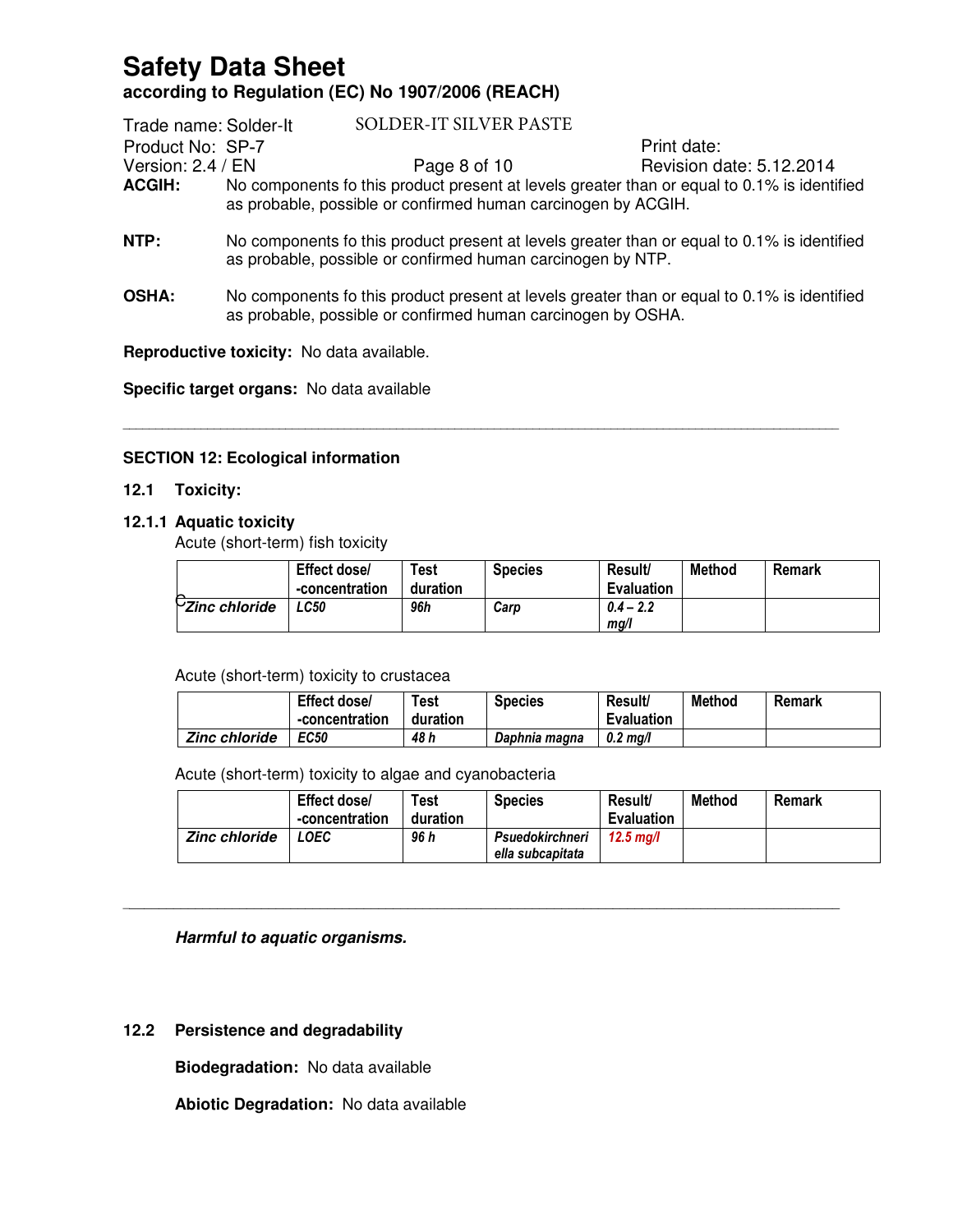**ACGIH:** No components fo this product present at levels greater than or equal to 0.1% is identified as probable, possible or confirmed human carcinogen by ACGIH.

**NTP:** No components fo this product present at levels greater than or equal to 0.1% is identified as probable, possible or confirmed human carcinogen by NTP.

**OSHA:** No components fo this product present at levels greater than or equal to 0.1% is identified as probable, possible or confirmed human carcinogen by OSHA.

**Reproductive toxicity:** No data available.

**Specific target organs:** No data available

---

## SECTION 12: Ecological information

### 12.1 Toxicity:

#### 12.1.1 Aquatic toxicity

Acute (short-term) fish toxicity

| | Effect dose/ -concentration | Test duration | Species | Result/ Evaluation | Method | Remark |
|---|---|---|---|---|---|---|
| *Zinc chloride* | *LC50* | *96h* | *Carp* | *0.4 – 2.2 mg/l* | | |

Acute (short-term) toxicity to crustacea

| | Effect dose/ -concentration | Test duration | Species | Result/ Evaluation | Method | Remark |
|---|---|---|---|---|---|---|
| *Zinc chloride* | *EC50* | *48 h* | *Daphnia magna* | *0.2 mg/l* | | |

Acute (short-term) toxicity to algae and cyanobacteria

| | Effect dose/ -concentration | Test duration | Species | Result/ Evaluation | Method | Remark |
|---|---|---|---|---|---|---|
| *Zinc chloride* | *LOEC* | *96 h* | *Psuedokirchneri ella subcapitata* | *12.5 mg/l* | | |

---

***Harmful to aquatic organisms.***

### 12.2 Persistence and degradability

**Biodegradation:** No data available

**Abiotic Degradation:** No data available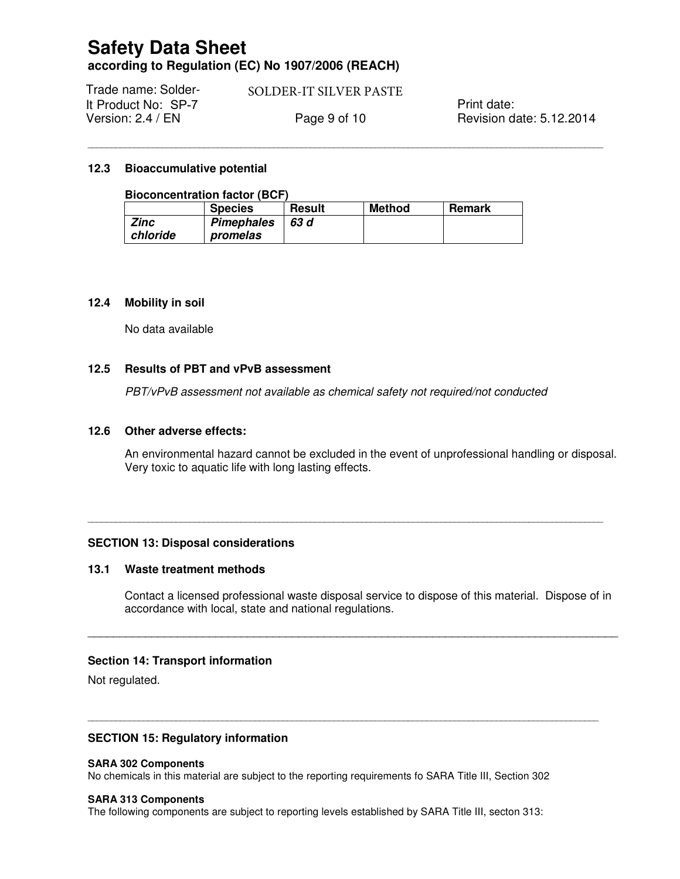### 12.3 Bioaccumulative potential

**Bioconcentration factor (BCF)**

| | Species | Result | Method | Remark |
|---|---|---|---|---|
| ***Zinc chloride*** | ***Pimephales promelas*** | ***63 d*** | | |

### 12.4 Mobility in soil

No data available

### 12.5 Results of PBT and vPvB assessment

*PBT/vPvB assessment not available as chemical safety not required/not conducted*

### 12.6 Other adverse effects:

An environmental hazard cannot be excluded in the event of unprofessional handling or disposal. Very toxic to aquatic life with long lasting effects.

---

## SECTION 13: Disposal considerations

### 13.1 Waste treatment methods

Contact a licensed professional waste disposal service to dispose of this material. Dispose of in accordance with local, state and national regulations.

---

## Section 14: Transport information

Not regulated.

---

## SECTION 15: Regulatory information

**SARA 302 Components**

No chemicals in this material are subject to the reporting requirements fo SARA Title III, Section 302

**SARA 313 Components**

The following components are subject to reporting levels established by SARA Title III, secton 313: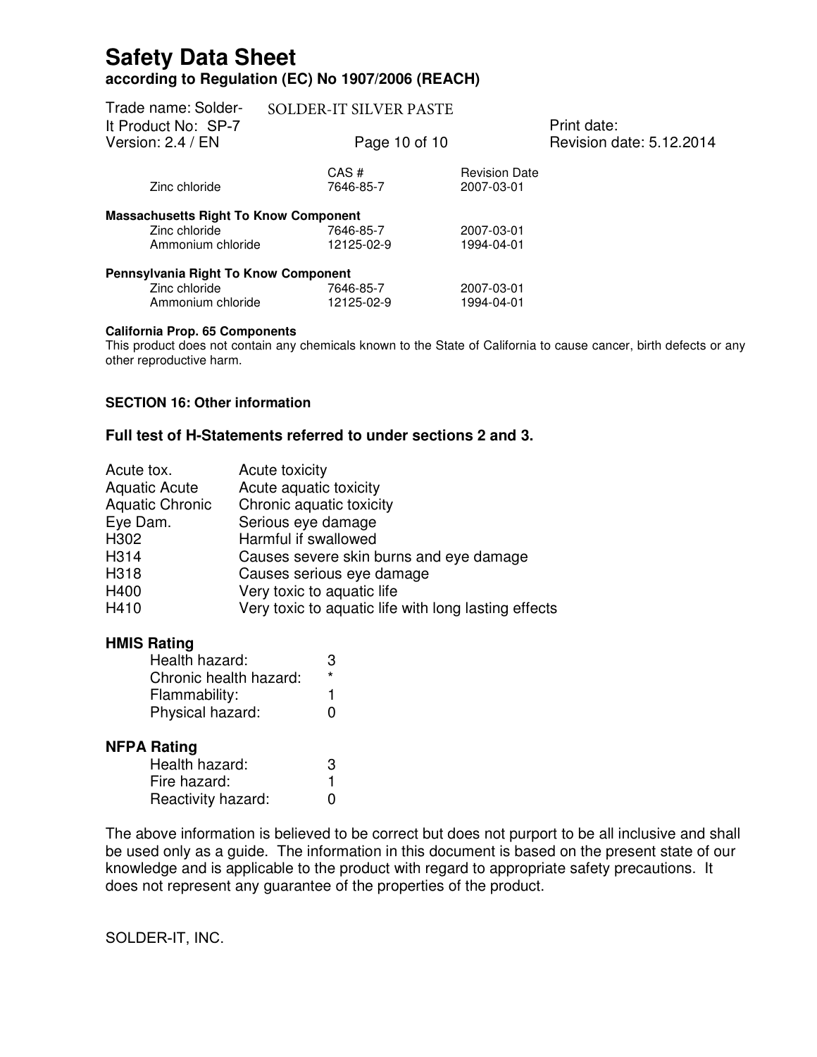| | CAS # | Revision Date |
|---|---|---|
| Zinc chloride | 7646-85-7 | 2007-03-01 |

**Massachusetts Right To Know Component**

| | | |
|---|---|---|
| Zinc chloride | 7646-85-7 | 2007-03-01 |
| Ammonium chloride | 12125-02-9 | 1994-04-01 |

**Pennsylvania Right To Know Component**

| | | |
|---|---|---|
| Zinc chloride | 7646-85-7 | 2007-03-01 |
| Ammonium chloride | 12125-02-9 | 1994-04-01 |

**California Prop. 65 Components**

This product does not contain any chemicals known to the State of California to cause cancer, birth defects or any other reproductive harm.

## SECTION 16: Other information

### Full test of H-Statements referred to under sections 2 and 3.

| | |
|---|---|
| Acute tox. | Acute toxicity |
| Aquatic Acute | Acute aquatic toxicity |
| Aquatic Chronic | Chronic aquatic toxicity |
| Eye Dam. | Serious eye damage |
| H302 | Harmful if swallowed |
| H314 | Causes severe skin burns and eye damage |
| H318 | Causes serious eye damage |
| H400 | Very toxic to aquatic life |
| H410 | Very toxic to aquatic life with long lasting effects |

### HMIS Rating

| | |
|---|---|
| Health hazard: | 3 |
| Chronic health hazard: | * |
| Flammability: | 1 |
| Physical hazard: | 0 |

### NFPA Rating

| | |
|---|---|
| Health hazard: | 3 |
| Fire hazard: | 1 |
| Reactivity hazard: | 0 |

The above information is believed to be correct but does not purport to be all inclusive and shall be used only as a guide. The information in this document is based on the present state of our knowledge and is applicable to the product with regard to appropriate safety precautions. It does not represent any guarantee of the properties of the product.

SOLDER-IT, INC.